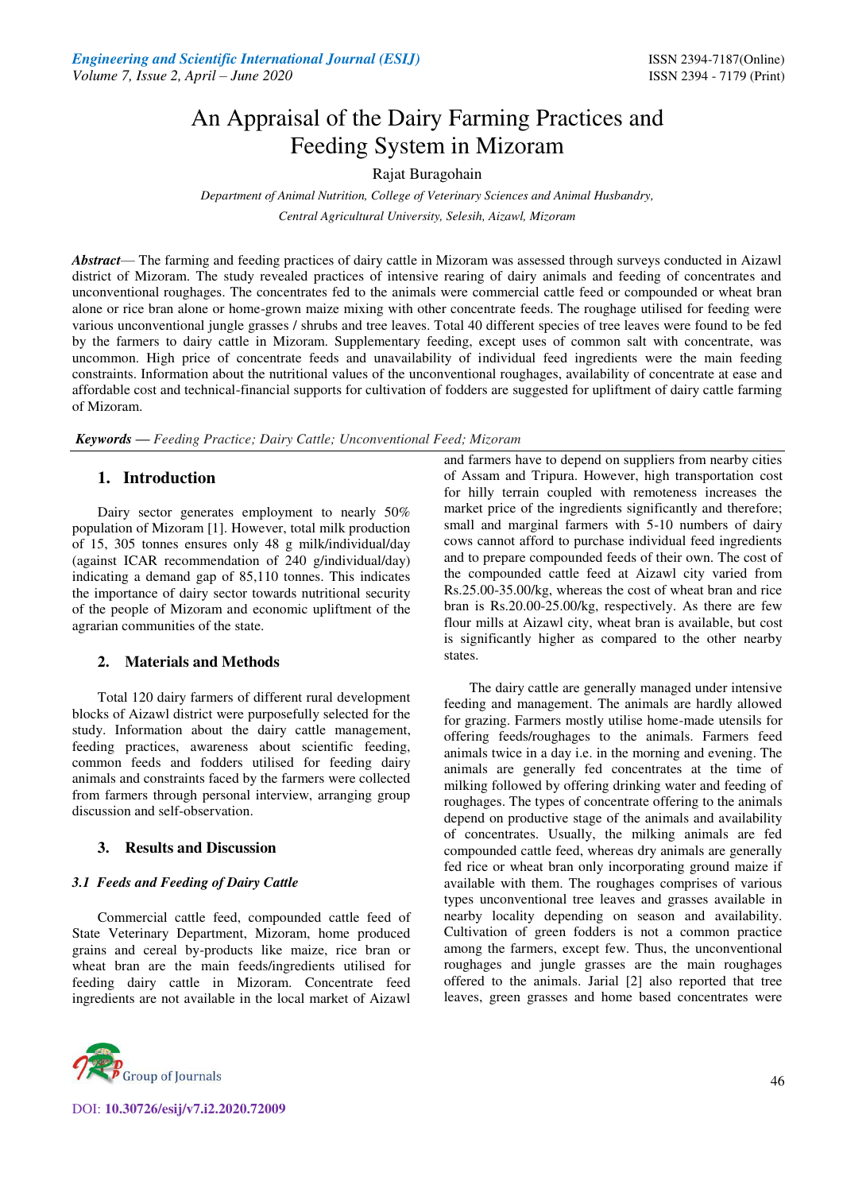# An Appraisal of the Dairy Farming Practices and Feeding System in Mizoram

Rajat Buragohain

*Department of Animal Nutrition, College of Veterinary Sciences and Animal Husbandry, Central Agricultural University, Selesih, Aizawl, Mizoram*

***Abstract*****—** The farming and feeding practices of dairy cattle in Mizoram was assessed through surveys conducted in Aizawl district of Mizoram. The study revealed practices of intensive rearing of dairy animals and feeding of concentrates and unconventional roughages. The concentrates fed to the animals were commercial cattle feed or compounded or wheat bran alone or rice bran alone or home-grown maize mixing with other concentrate feeds. The roughage utilised for feeding were various unconventional jungle grasses / shrubs and tree leaves. Total 40 different species of tree leaves were found to be fed by the farmers to dairy cattle in Mizoram. Supplementary feeding, except uses of common salt with concentrate, was uncommon. High price of concentrate feeds and unavailability of individual feed ingredients were the main feeding constraints. Information about the nutritional values of the unconventional roughages, availability of concentrate at ease and affordable cost and technical-financial supports for cultivation of fodders are suggested for upliftment of dairy cattle farming of Mizoram.

***Keywords* —** *Feeding Practice; Dairy Cattle; Unconventional Feed; Mizoram*

## 1. Introduction

Dairy sector generates employment to nearly 50% population of Mizoram [1]. However, total milk production of 15, 305 tonnes ensures only 48 g milk/individual/day (against ICAR recommendation of 240 g/individual/day) indicating a demand gap of 85,110 tonnes. This indicates the importance of dairy sector towards nutritional security of the people of Mizoram and economic upliftment of the agrarian communities of the state.

## 2. Materials and Methods

Total 120 dairy farmers of different rural development blocks of Aizawl district were purposefully selected for the study. Information about the dairy cattle management, feeding practices, awareness about scientific feeding, common feeds and fodders utilised for feeding dairy animals and constraints faced by the farmers were collected from farmers through personal interview, arranging group discussion and self-observation.

## 3. Results and Discussion

### *3.1 Feeds and Feeding of Dairy Cattle*

Commercial cattle feed, compounded cattle feed of State Veterinary Department, Mizoram, home produced grains and cereal by-products like maize, rice bran or wheat bran are the main feeds/ingredients utilised for feeding dairy cattle in Mizoram. Concentrate feed ingredients are not available in the local market of Aizawl and farmers have to depend on suppliers from nearby cities of Assam and Tripura. However, high transportation cost for hilly terrain coupled with remoteness increases the market price of the ingredients significantly and therefore; small and marginal farmers with 5-10 numbers of dairy cows cannot afford to purchase individual feed ingredients and to prepare compounded feeds of their own. The cost of the compounded cattle feed at Aizawl city varied from Rs.25.00-35.00/kg, whereas the cost of wheat bran and rice bran is Rs.20.00-25.00/kg, respectively. As there are few flour mills at Aizawl city, wheat bran is available, but cost is significantly higher as compared to the other nearby states.

The dairy cattle are generally managed under intensive feeding and management. The animals are hardly allowed for grazing. Farmers mostly utilise home-made utensils for offering feeds/roughages to the animals. Farmers feed animals twice in a day i.e. in the morning and evening. The animals are generally fed concentrates at the time of milking followed by offering drinking water and feeding of roughages. The types of concentrate offering to the animals depend on productive stage of the animals and availability of concentrates. Usually, the milking animals are fed compounded cattle feed, whereas dry animals are generally fed rice or wheat bran only incorporating ground maize if available with them. The roughages comprises of various types unconventional tree leaves and grasses available in nearby locality depending on season and availability. Cultivation of green fodders is not a common practice among the farmers, except few. Thus, the unconventional roughages and jungle grasses are the main roughages offered to the animals. Jarial [2] also reported that tree leaves, green grasses and home based concentrates were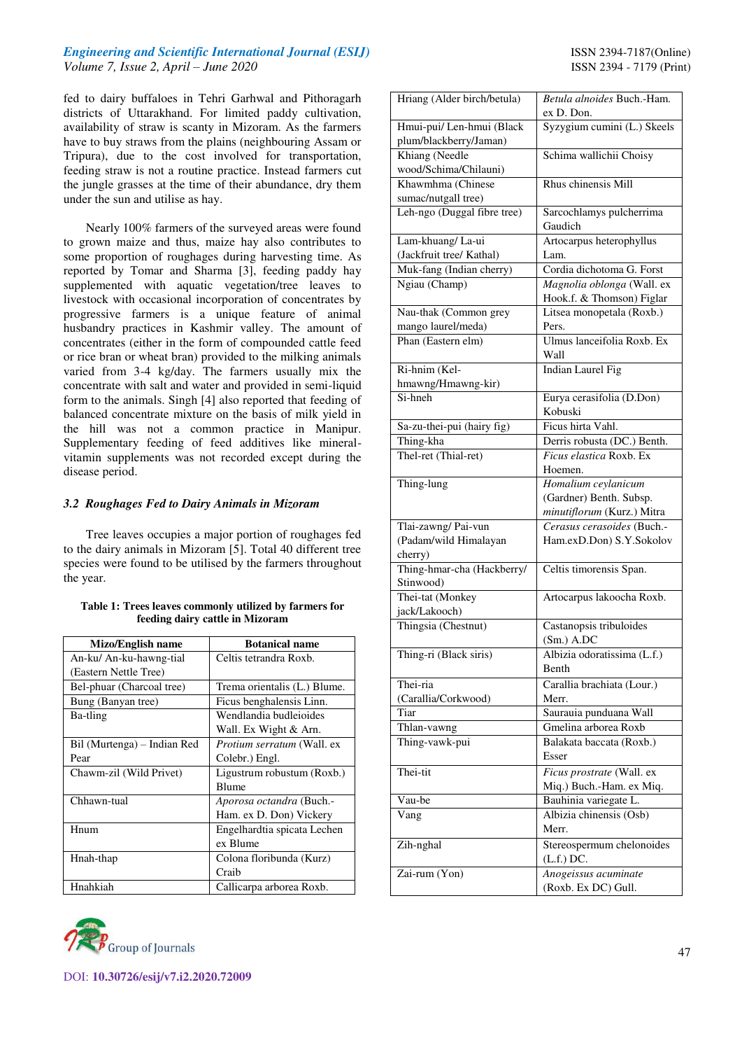fed to dairy buffaloes in Tehri Garhwal and Pithoragarh districts of Uttarakhand. For limited paddy cultivation, availability of straw is scanty in Mizoram. As the farmers have to buy straws from the plains (neighbouring Assam or Tripura), due to the cost involved for transportation, feeding straw is not a routine practice. Instead farmers cut the jungle grasses at the time of their abundance, dry them under the sun and utilise as hay.

Nearly 100% farmers of the surveyed areas were found to grown maize and thus, maize hay also contributes to some proportion of roughages during harvesting time. As reported by Tomar and Sharma [3], feeding paddy hay supplemented with aquatic vegetation/tree leaves to livestock with occasional incorporation of concentrates by progressive farmers is a unique feature of animal husbandry practices in Kashmir valley. The amount of concentrates (either in the form of compounded cattle feed or rice bran or wheat bran) provided to the milking animals varied from 3-4 kg/day. The farmers usually mix the concentrate with salt and water and provided in semi-liquid form to the animals. Singh [4] also reported that feeding of balanced concentrate mixture on the basis of milk yield in the hill was not a common practice in Manipur. Supplementary feeding of feed additives like mineral-vitamin supplements was not recorded except during the disease period.

### *3.2 Roughages Fed to Dairy Animals in Mizoram*

Tree leaves occupies a major portion of roughages fed to the dairy animals in Mizoram [5]. Total 40 different tree species were found to be utilised by the farmers throughout the year.

**Table 1: Trees leaves commonly utilized by farmers for feeding dairy cattle in Mizoram**

| Mizo/English name | Botanical name |
|---|---|
| An-ku/ An-ku-hawng-tial (Eastern Nettle Tree) | Celtis tetrandra Roxb. |
| Bel-phuar (Charcoal tree) | Trema orientalis (L.) Blume. |
| Bung (Banyan tree) | Ficus benghalensis Linn. |
| Ba-tling | Wendlandia budleioides Wall. Ex Wight & Arn. |
| Bil (Murtenga) – Indian Red Pear | *Protium serratum* (Wall. ex Colebr.) Engl. |
| Chawm-zil (Wild Privet) | Ligustrum robustum (Roxb.) Blume |
| Chhawn-tual | *Aporosa octandra* (Buch.-Ham. ex D. Don) Vickery |
| Hnum | Engelhardtia spicata Lechen ex Blume |
| Hnah-thap | Colona floribunda (Kurz) Craib |
| Hnahkiah | Callicarpa arborea Roxb. |
| Hriang (Alder birch/betula) | *Betula alnoides* Buch.-Ham. ex D. Don. |
| Hmui-pui/ Len-hmui (Black plum/blackberry/Jaman) | Syzygium cumini (L.) Skeels |
| Khiang (Needle wood/Schima/Chilauni) | Schima wallichii Choisy |
| Khawmhma (Chinese sumac/nutgall tree) | Rhus chinensis Mill |
| Leh-ngo (Duggal fibre tree) | Sarcochlamys pulcherrima Gaudich |
| Lam-khuang/ La-ui (Jackfruit tree/ Kathal) | Artocarpus heterophyllus Lam. |
| Muk-fang (Indian cherry) | Cordia dichotoma G. Forst |
| Ngiau (Champ) | *Magnolia oblonga* (Wall. ex Hook.f. & Thomson) Figlar |
| Nau-thak (Common grey mango laurel/meda) | Litsea monopetala (Roxb.) Pers. |
| Phan (Eastern elm) | Ulmus lanceifolia Roxb. Ex Wall |
| Ri-hnim (Kel-hmawng/Hmawng-kir) | Indian Laurel Fig |
| Si-hneh | Eurya cerasifolia (D.Don) Kobuski |
| Sa-zu-thei-pui (hairy fig) | Ficus hirta Vahl. |
| Thing-kha | Derris robusta (DC.) Benth. |
| Thel-ret (Thial-ret) | *Ficus elastica* Roxb. Ex Hoemen. |
| Thing-lung | *Homalium ceylanicum* (Gardner) Benth. Subsp. *minutiflorum* (Kurz.) Mitra |
| Tlai-zawng/ Pai-vun (Padam/wild Himalayan cherry) | *Cerasus cerasoides* (Buch.-Ham.exD.Don) S.Y.Sokolov |
| Thing-hmar-cha (Hackberry/ Stinwood) | Celtis timorensis Span. |
| Thei-tat (Monkey jack/Lakooch) | Artocarpus lakoocha Roxb. |
| Thingsia (Chestnut) | Castanopsis tribuloides (Sm.) A.DC |
| Thing-ri (Black siris) | Albizia odoratissima (L.f.) Benth |
| Thei-ria (Carallia/Corkwood) | Carallia brachiata (Lour.) Merr. |
| Tiar | Saurauia punduana Wall |
| Thlan-vawng | Gmelina arborea Roxb |
| Thing-vawk-pui | Balakata baccata (Roxb.) Esser |
| Thei-tit | *Ficus prostrate* (Wall. ex Miq.) Buch.-Ham. ex Miq. |
| Vau-be | Bauhinia variegate L. |
| Vang | Albizia chinensis (Osb) Merr. |
| Zih-nghal | Stereospermum chelonoides (L.f.) DC. |
| Zai-rum (Yon) | *Anogeissus acuminate* (Roxb. Ex DC) Gull. |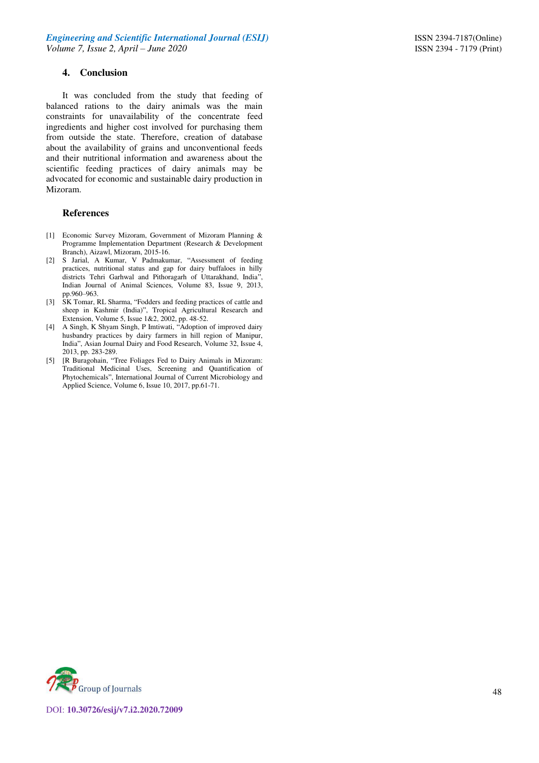## 4. Conclusion

It was concluded from the study that feeding of balanced rations to the dairy animals was the main constraints for unavailability of the concentrate feed ingredients and higher cost involved for purchasing them from outside the state. Therefore, creation of database about the availability of grains and unconventional feeds and their nutritional information and awareness about the scientific feeding practices of dairy animals may be advocated for economic and sustainable dairy production in Mizoram.

## References

[1] Economic Survey Mizoram, Government of Mizoram Planning & Programme Implementation Department (Research & Development Branch), Aizawl, Mizoram, 2015-16.

[2] S Jarial, A Kumar, V Padmakumar, "Assessment of feeding practices, nutritional status and gap for dairy buffaloes in hilly districts Tehri Garhwal and Pithoragarh of Uttarakhand, India", Indian Journal of Animal Sciences, Volume 83, Issue 9, 2013, pp.960–963.

[3] SK Tomar, RL Sharma, "Fodders and feeding practices of cattle and sheep in Kashmir (India)", Tropical Agricultural Research and Extension, Volume 5, Issue 1&2, 2002, pp. 48-52.

[4] A Singh, K Shyam Singh, P Imtiwati, "Adoption of improved dairy husbandry practices by dairy farmers in hill region of Manipur, India", Asian Journal Dairy and Food Research, Volume 32, Issue 4, 2013, pp. 283-289.

[5] [R Buragohain, "Tree Foliages Fed to Dairy Animals in Mizoram: Traditional Medicinal Uses, Screening and Quantification of Phytochemicals", International Journal of Current Microbiology and Applied Science, Volume 6, Issue 10, 2017, pp.61-71.

DOI: **10.30726/esij/v7.i2.2020.72009**